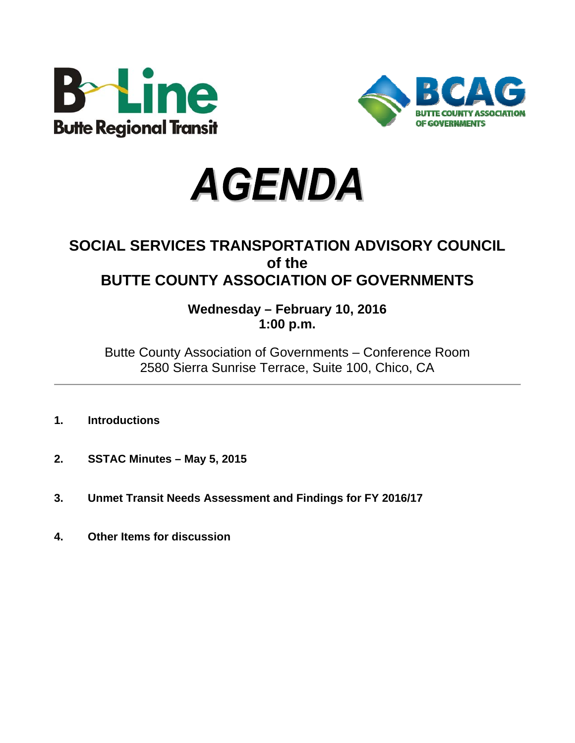B-Line Butte Regional Transit

BCAG BUTTE COUNTY ASSOCIATION OF GOVERNMENTS

# *AGENDA*

## SOCIAL SERVICES TRANSPORTATION ADVISORY COUNCIL
## of the
## BUTTE COUNTY ASSOCIATION OF GOVERNMENTS

**Wednesday – February 10, 2016**
**1:00 p.m.**

Butte County Association of Governments – Conference Room
2580 Sierra Sunrise Terrace, Suite 100, Chico, CA

---

1. **Introductions**

2. **SSTAC Minutes – May 5, 2015**

3. **Unmet Transit Needs Assessment and Findings for FY 2016/17**

4. **Other Items for discussion**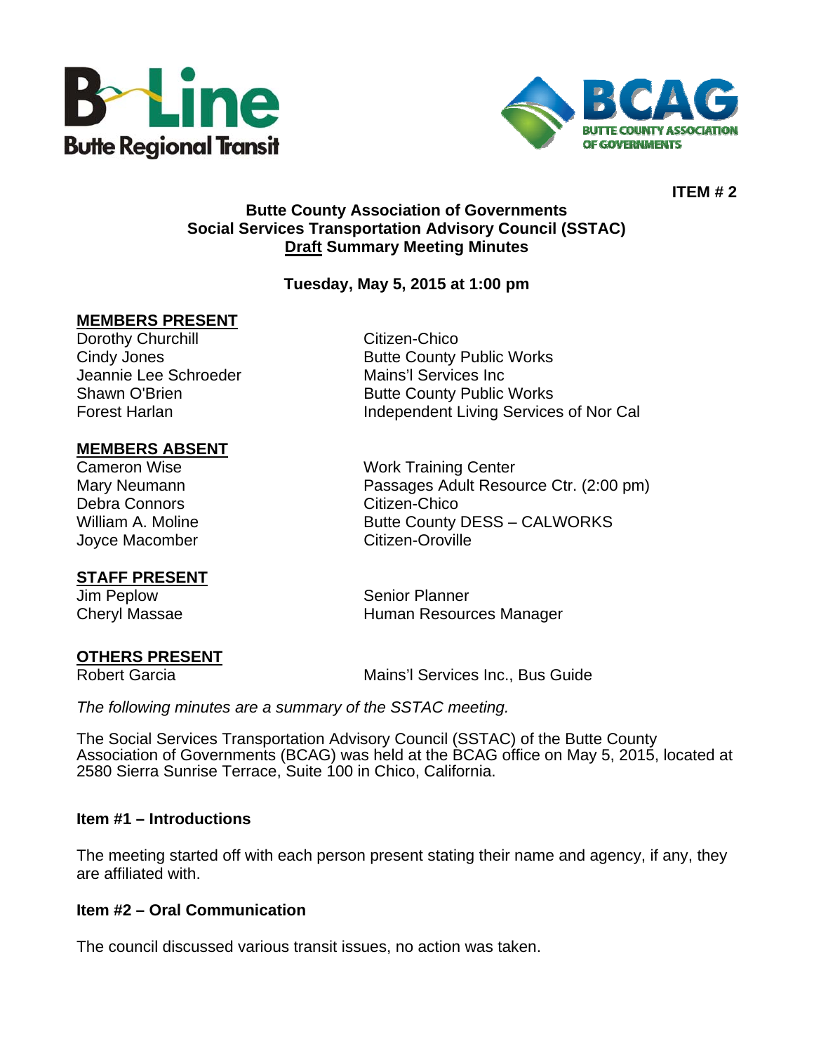ITEM # 2

**Butte County Association of Governments**
**Social Services Transportation Advisory Council (SSTAC)**
**Draft Summary Meeting Minutes**

**Tuesday, May 5, 2015 at 1:00 pm**

**MEMBERS PRESENT**

| | |
|---|---|
| Dorothy Churchill | Citizen-Chico |
| Cindy Jones | Butte County Public Works |
| Jeannie Lee Schroeder | Mains'l Services Inc |
| Shawn O'Brien | Butte County Public Works |
| Forest Harlan | Independent Living Services of Nor Cal |

**MEMBERS ABSENT**

| | |
|---|---|
| Cameron Wise | Work Training Center |
| Mary Neumann | Passages Adult Resource Ctr. (2:00 pm) |
| Debra Connors | Citizen-Chico |
| William A. Moline | Butte County DESS – CALWORKS |
| Joyce Macomber | Citizen-Oroville |

**STAFF PRESENT**

| | |
|---|---|
| Jim Peplow | Senior Planner |
| Cheryl Massae | Human Resources Manager |

**OTHERS PRESENT**

| | |
|---|---|
| Robert Garcia | Mains'l Services Inc., Bus Guide |

*The following minutes are a summary of the SSTAC meeting.*

The Social Services Transportation Advisory Council (SSTAC) of the Butte County Association of Governments (BCAG) was held at the BCAG office on May 5, 2015, located at 2580 Sierra Sunrise Terrace, Suite 100 in Chico, California.

**Item #1 – Introductions**

The meeting started off with each person present stating their name and agency, if any, they are affiliated with.

**Item #2 – Oral Communication**

The council discussed various transit issues, no action was taken.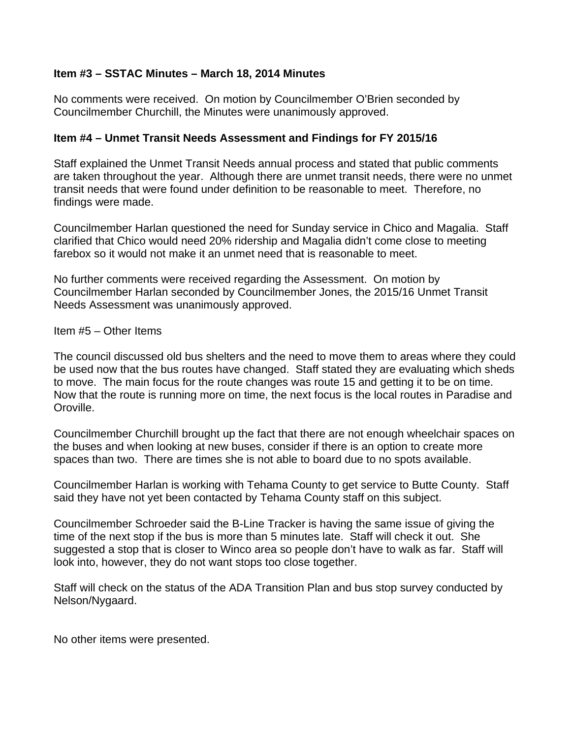**Item #3 – SSTAC Minutes – March 18, 2014 Minutes**

No comments were received. On motion by Councilmember O'Brien seconded by Councilmember Churchill, the Minutes were unanimously approved.

**Item #4 – Unmet Transit Needs Assessment and Findings for FY 2015/16**

Staff explained the Unmet Transit Needs annual process and stated that public comments are taken throughout the year. Although there are unmet transit needs, there were no unmet transit needs that were found under definition to be reasonable to meet. Therefore, no findings were made.

Councilmember Harlan questioned the need for Sunday service in Chico and Magalia. Staff clarified that Chico would need 20% ridership and Magalia didn't come close to meeting farebox so it would not make it an unmet need that is reasonable to meet.

No further comments were received regarding the Assessment. On motion by Councilmember Harlan seconded by Councilmember Jones, the 2015/16 Unmet Transit Needs Assessment was unanimously approved.

Item #5 – Other Items

The council discussed old bus shelters and the need to move them to areas where they could be used now that the bus routes have changed. Staff stated they are evaluating which sheds to move. The main focus for the route changes was route 15 and getting it to be on time. Now that the route is running more on time, the next focus is the local routes in Paradise and Oroville.

Councilmember Churchill brought up the fact that there are not enough wheelchair spaces on the buses and when looking at new buses, consider if there is an option to create more spaces than two. There are times she is not able to board due to no spots available.

Councilmember Harlan is working with Tehama County to get service to Butte County. Staff said they have not yet been contacted by Tehama County staff on this subject.

Councilmember Schroeder said the B-Line Tracker is having the same issue of giving the time of the next stop if the bus is more than 5 minutes late. Staff will check it out. She suggested a stop that is closer to Winco area so people don't have to walk as far. Staff will look into, however, they do not want stops too close together.

Staff will check on the status of the ADA Transition Plan and bus stop survey conducted by Nelson/Nygaard.

No other items were presented.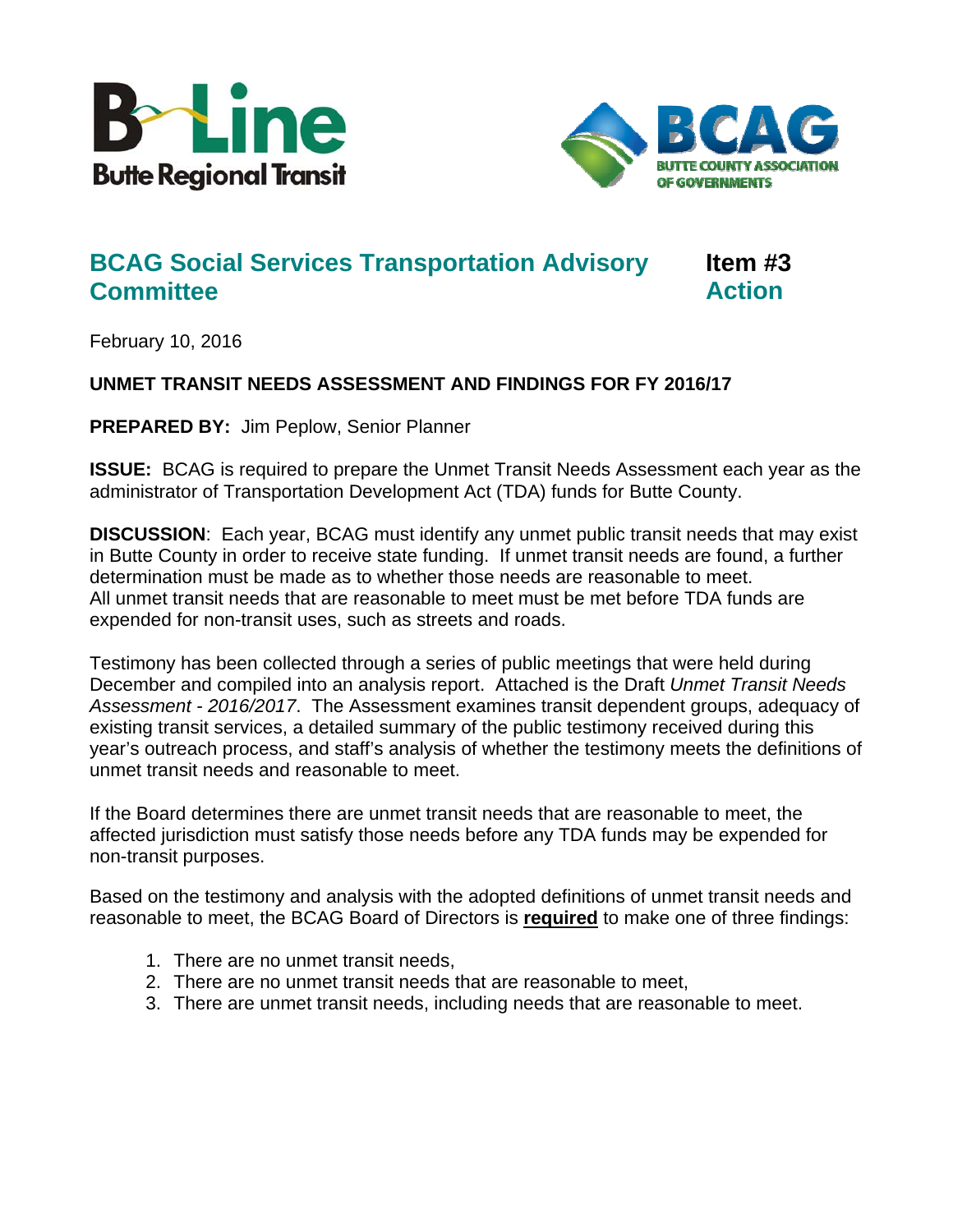# BCAG Social Services Transportation Advisory Committee

**Item #3**
**Action**

February 10, 2016

**UNMET TRANSIT NEEDS ASSESSMENT AND FINDINGS FOR FY 2016/17**

**PREPARED BY:** Jim Peplow, Senior Planner

**ISSUE:** BCAG is required to prepare the Unmet Transit Needs Assessment each year as the administrator of Transportation Development Act (TDA) funds for Butte County.

**DISCUSSION**: Each year, BCAG must identify any unmet public transit needs that may exist in Butte County in order to receive state funding. If unmet transit needs are found, a further determination must be made as to whether those needs are reasonable to meet. All unmet transit needs that are reasonable to meet must be met before TDA funds are expended for non-transit uses, such as streets and roads.

Testimony has been collected through a series of public meetings that were held during December and compiled into an analysis report. Attached is the Draft *Unmet Transit Needs Assessment - 2016/2017*. The Assessment examines transit dependent groups, adequacy of existing transit services, a detailed summary of the public testimony received during this year's outreach process, and staff's analysis of whether the testimony meets the definitions of unmet transit needs and reasonable to meet.

If the Board determines there are unmet transit needs that are reasonable to meet, the affected jurisdiction must satisfy those needs before any TDA funds may be expended for non-transit purposes.

Based on the testimony and analysis with the adopted definitions of unmet transit needs and reasonable to meet, the BCAG Board of Directors is **required** to make one of three findings:

1. There are no unmet transit needs,
2. There are no unmet transit needs that are reasonable to meet,
3. There are unmet transit needs, including needs that are reasonable to meet.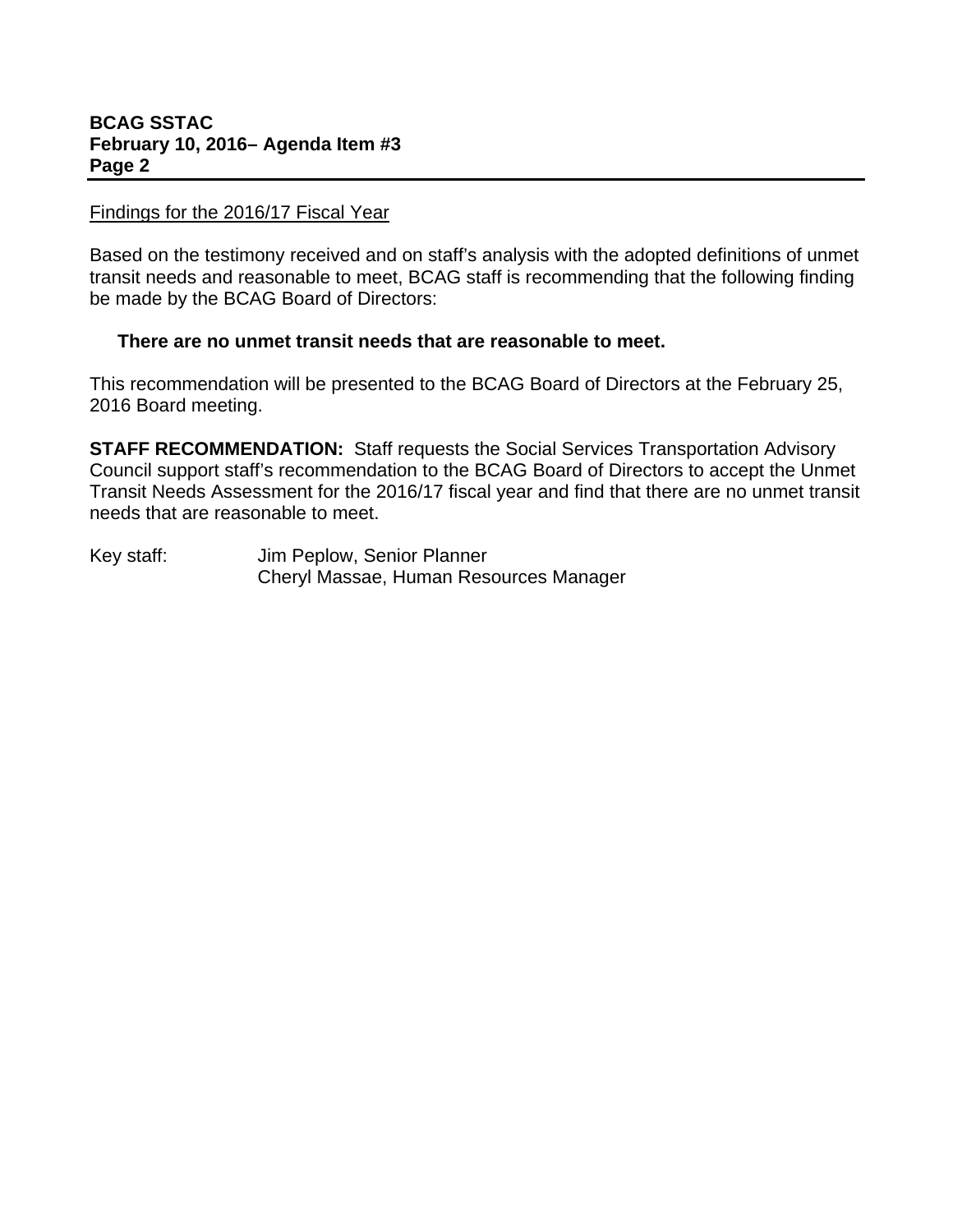Findings for the 2016/17 Fiscal Year

Based on the testimony received and on staff's analysis with the adopted definitions of unmet transit needs and reasonable to meet, BCAG staff is recommending that the following finding be made by the BCAG Board of Directors:

**There are no unmet transit needs that are reasonable to meet.**

This recommendation will be presented to the BCAG Board of Directors at the February 25, 2016 Board meeting.

**STAFF RECOMMENDATION:** Staff requests the Social Services Transportation Advisory Council support staff's recommendation to the BCAG Board of Directors to accept the Unmet Transit Needs Assessment for the 2016/17 fiscal year and find that there are no unmet transit needs that are reasonable to meet.

Key staff: Jim Peplow, Senior Planner
Cheryl Massae, Human Resources Manager